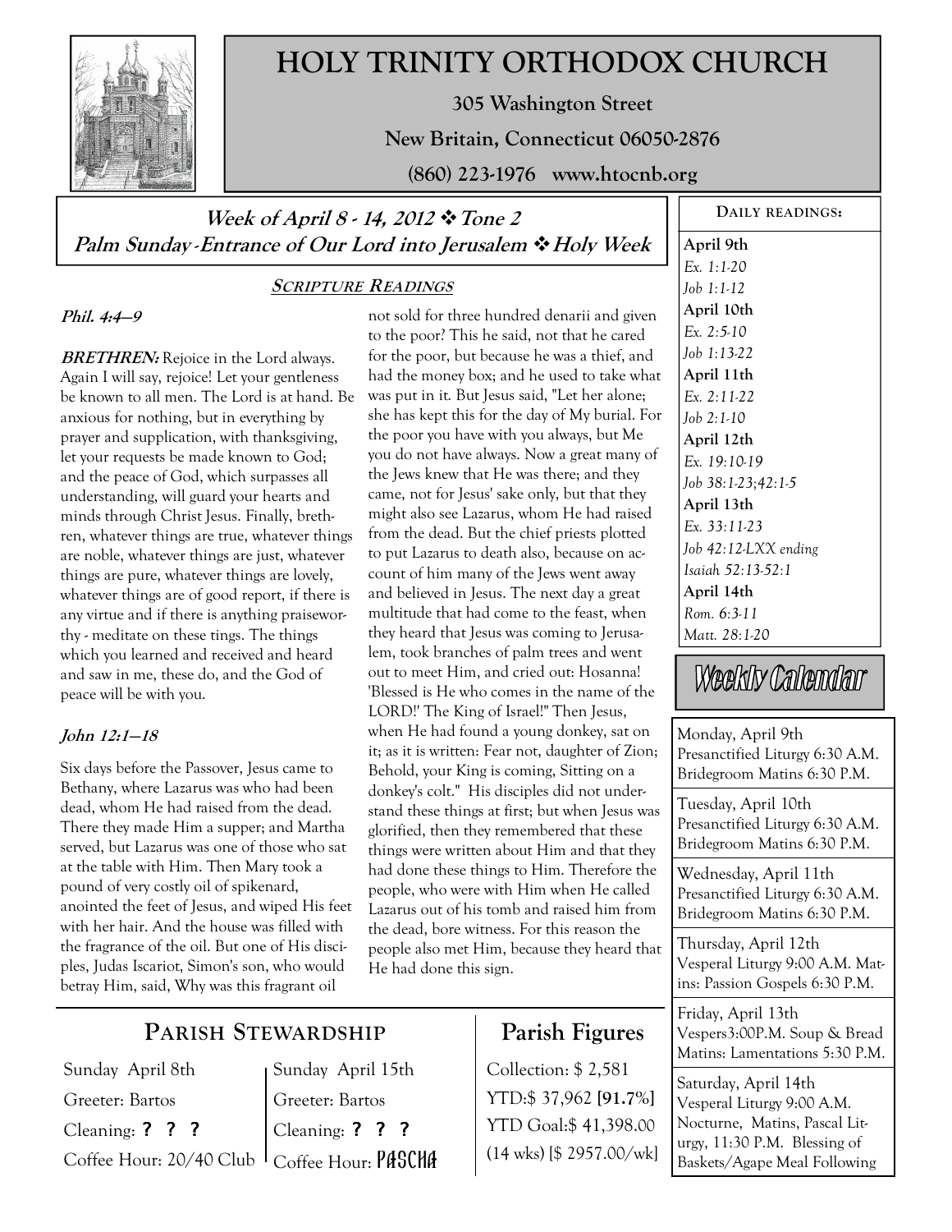# HOLY TRINITY ORTHODOX CHURCH

**305 Washington Street**

**New Britain, Connecticut 06050-2876**

**(860) 223-1976 www.htocnb.org**

***Week of April 8 - 14, 2012 ❖ Tone 2***

***Palm Sunday -Entrance of Our Lord into Jerusalem ❖ Holy Week***

## SCRIPTURE READINGS

***Phil. 4:4—9***

***BRETHREN:*** Rejoice in the Lord always. Again I will say, rejoice! Let your gentleness be known to all men. The Lord is at hand. Be anxious for nothing, but in everything by prayer and supplication, with thanksgiving, let your requests be made known to God; and the peace of God, which surpasses all understanding, will guard your hearts and minds through Christ Jesus. Finally, brethren, whatever things are true, whatever things are noble, whatever things are just, whatever things are pure, whatever things are lovely, whatever things are of good report, if there is any virtue and if there is anything praiseworthy - meditate on these tings. The things which you learned and received and heard and saw in me, these do, and the God of peace will be with you.

***John 12:1—18***

Six days before the Passover, Jesus came to Bethany, where Lazarus was who had been dead, whom He had raised from the dead. There they made Him a supper; and Martha served, but Lazarus was one of those who sat at the table with Him. Then Mary took a pound of very costly oil of spikenard, anointed the feet of Jesus, and wiped His feet with her hair. And the house was filled with the fragrance of the oil. But one of His disciples, Judas Iscariot, Simon's son, who would betray Him, said, Why was this fragrant oil not sold for three hundred denarii and given to the poor? This he said, not that he cared for the poor, but because he was a thief, and had the money box; and he used to take what was put in it. But Jesus said, "Let her alone; she has kept this for the day of My burial. For the poor you have with you always, but Me you do not have always. Now a great many of the Jews knew that He was there; and they came, not for Jesus' sake only, but that they might also see Lazarus, whom He had raised from the dead. But the chief priests plotted to put Lazarus to death also, because on account of him many of the Jews went away and believed in Jesus. The next day a great multitude that had come to the feast, when they heard that Jesus was coming to Jerusalem, took branches of palm trees and went out to meet Him, and cried out: Hosanna! 'Blessed is He who comes in the name of the LORD!' The King of Israel!" Then Jesus, when He had found a young donkey, sat on it; as it is written: Fear not, daughter of Zion; Behold, your King is coming, Sitting on a donkey's colt." His disciples did not understand these things at first; but when Jesus was glorified, then they remembered that these things were written about Him and that they had done these things to Him. Therefore the people, who were with Him when He called Lazarus out of his tomb and raised him from the dead, bore witness. For this reason the people also met Him, because they heard that He had done this sign.

## PARISH STEWARDSHIP

| Sunday April 8th | Sunday April 15th |
|---|---|
| Greeter: Bartos | Greeter: Bartos |
| Cleaning: **? ? ?** | Cleaning: **? ? ?** |
| Coffee Hour: 20/40 Club | Coffee Hour: PASCHA |

## Parish Figures

Collection: $ 2,581

YTD:$ 37,962 **[91.7%]**

YTD Goal:$ 41,398.00

(14 wks) [$ 2957.00/wk]

### DAILY READINGS:

**April 9th**
*Ex. 1:1-20*
*Job 1:1-12*

**April 10th**
*Ex. 2:5-10*
*Job 1:13-22*

**April 11th**
*Ex. 2:11-22*
*Job 2:1-10*

**April 12th**
*Ex. 19:10-19*
*Job 38:1-23;42:1-5*

**April 13th**
*Ex. 33:11-23*
*Job 42:12-LXX ending*
*Isaiah 52:13-52:1*

**April 14th**
*Rom. 6:3-11*
*Matt. 28:1-20*

### Weekly Calendar

Monday, April 9th
Presanctified Liturgy 6:30 A.M.
Bridegroom Matins 6:30 P.M.

Tuesday, April 10th
Presanctified Liturgy 6:30 A.M.
Bridegroom Matins 6:30 P.M.

Wednesday, April 11th
Presanctified Liturgy 6:30 A.M.
Bridegroom Matins 6:30 P.M.

Thursday, April 12th
Vesperal Liturgy 9:00 A.M. Matins: Passion Gospels 6:30 P.M.

Friday, April 13th
Vespers3:00P.M. Soup & Bread
Matins: Lamentations 5:30 P.M.

Saturday, April 14th
Vesperal Liturgy 9:00 A.M.
Nocturne, Matins, Pascal Liturgy, 11:30 P.M. Blessing of Baskets/Agape Meal Following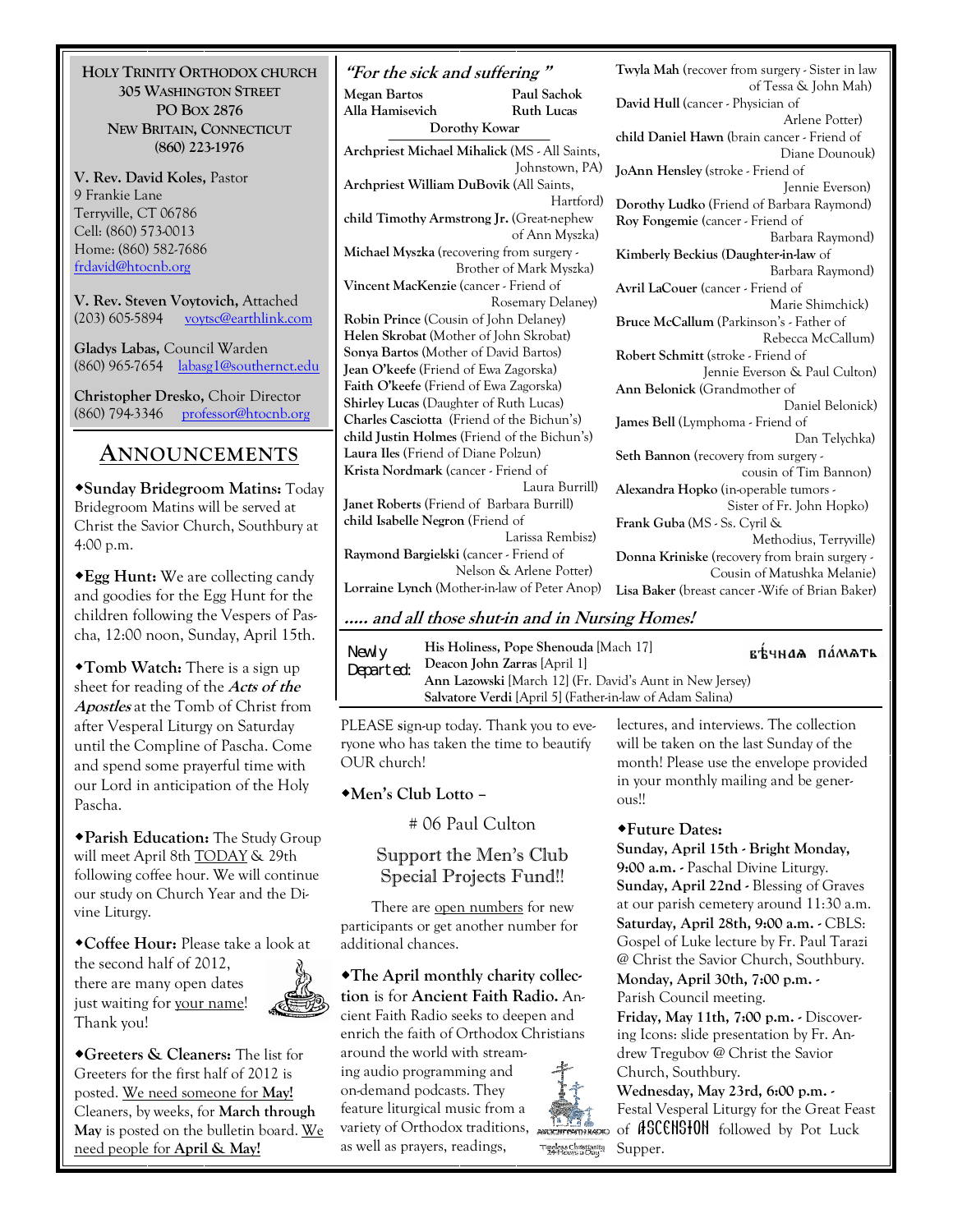**Holy Trinity Orthodox Church**
**305 Washington Street**
**PO Box 2876**
**New Britain, Connecticut**
**(860) 223-1976**

**V. Rev. David Koles,** Pastor
9 Frankie Lane
Terryville, CT 06786
Cell: (860) 573-0013
Home: (860) 582-7686
frdavid@htocnb.org

**V. Rev. Steven Voytovich,** Attached
(203) 605-5894 voytsc@earthlink.com

**Gladys Labas,** Council Warden
(860) 965-7654 labasg1@southernct.edu

**Christopher Dresko,** Choir Director
(860) 794-3346 professor@htocnb.org

## ANNOUNCEMENTS

◆**Sunday Bridegroom Matins:** Today Bridegroom Matins will be served at Christ the Savior Church, Southbury at 4:00 p.m.

◆**Egg Hunt:** We are collecting candy and goodies for the Egg Hunt for the children following the Vespers of Pascha, 12:00 noon, Sunday, April 15th.

◆**Tomb Watch:** There is a sign up sheet for reading of the ***Acts of the Apostles*** at the Tomb of Christ from after Vesperal Liturgy on Saturday until the Compline of Pascha. Come and spend some prayerful time with our Lord in anticipation of the Holy Pascha.

◆**Parish Education:** The Study Group will meet April 8th TODAY & 29th following coffee hour. We will continue our study on Church Year and the Divine Liturgy.

◆**Coffee Hour:** Please take a look at the second half of 2012, there are many open dates just waiting for your name! Thank you!

◆**Greeters & Cleaners:** The list for Greeters for the first half of 2012 is posted. We need someone for **May!** Cleaners, by weeks, for **March through May** is posted on the bulletin board. We need people for **April & May!**

### *"For the sick and suffering"*

**Megan Bartos**, **Paul Sachok**, **Alla Hamisevich**, **Ruth Lucas**, **Dorothy Kowar**

**Archpriest Michael Mihalick** (MS - All Saints, Johnstown, PA)
**Archpriest William DuBovik** (All Saints, Hartford)
**child Timothy Armstrong Jr.** (Great-nephew of Ann Myszka)
**Michael Myszka** (recovering from surgery - Brother of Mark Myszka)
**Vincent MacKenzie** (cancer - Friend of Rosemary Delaney)
**Robin Prince** (Cousin of John Delaney)
**Helen Skrobat** (Mother of John Skrobat)
**Sonya Bartos** (Mother of David Bartos)
**Jean O'keefe** (Friend of Ewa Zagorska)
**Faith O'keefe** (Friend of Ewa Zagorska)
**Shirley Lucas** (Daughter of Ruth Lucas)
**Charles Casciotta** (Friend of the Bichun's)
**child Justin Holmes** (Friend of the Bichun's)
**Laura Iles** (Friend of Diane Polzun)
**Krista Nordmark** (cancer - Friend of Laura Burrill)
**Janet Roberts** (Friend of Barbara Burrill)
**child Isabelle Negron** (Friend of Larissa Rembisz)
**Raymond Bargielski** (cancer - Friend of Nelson & Arlene Potter)
**Lorraine Lynch** (Mother-in-law of Peter Anop)
**Twyla Mah** (recover from surgery - Sister in law of Tessa & John Mah)
**David Hull** (cancer - Physician of Arlene Potter)
**child Daniel Hawn** (brain cancer - Friend of Diane Dounouk)
**JoAnn Hensley** (stroke - Friend of Jennie Everson)
**Dorothy Ludko** (Friend of Barbara Raymond)
**Roy Fongemie** (cancer - Friend of Barbara Raymond)
**Kimberly Beckius** (**Daughter-in-law** of Barbara Raymond)
**Avril LaCouer** (cancer - Friend of Marie Shimchick)
**Bruce McCallum** (Parkinson's - Father of Rebecca McCallum)
**Robert Schmitt** (stroke - Friend of Jennie Everson & Paul Culton)
**Ann Belonick** (Grandmother of Daniel Belonick)
**James Bell** (Lymphoma - Friend of Dan Telychka)
**Seth Bannon** (recovery from surgery - cousin of Tim Bannon)
**Alexandra Hopko** (in-operable tumors - Sister of Fr. John Hopko)
**Frank Guba** (MS - Ss. Cyril & Methodius, Terryville)
**Donna Kriniske** (recovery from brain surgery - Cousin of Matushka Melanie)
**Lisa Baker** (breast cancer -Wife of Brian Baker)

***..... and all those shut-in and in Nursing Homes!***

**Newly Departed:**
**His Holiness, Pope Shenouda** [Mach 17]
**Deacon John Zarras** [April 1]
**Ann Lazowski** [March 12] (Fr. David's Aunt in New Jersey)
**Salvatore Verdi** [April 5] (Father-in-law of Adam Salina)

вѣ́чнаѧ па́мѧть

PLEASE sign-up today. Thank you to everyone who has taken the time to beautify OUR church!

◆**Men's Club Lotto –**

\# 06 Paul Culton

Support the Men's Club Special Projects Fund!!

There are open numbers for new participants or get another number for additional chances.

◆**The April monthly charity collection** is for **Ancient Faith Radio.** Ancient Faith Radio seeks to deepen and enrich the faith of Orthodox Christians around the world with streaming audio programming and on-demand podcasts. They feature liturgical music from a variety of Orthodox traditions, as well as prayers, readings, lectures, and interviews. The collection will be taken on the last Sunday of the month! Please use the envelope provided in your monthly mailing and be generous!!

◆**Future Dates:**

**Sunday, April 15th - Bright Monday, 9:00 a.m. -** Paschal Divine Liturgy.
**Sunday, April 22nd -** Blessing of Graves at our parish cemetery around 11:30 a.m.
**Saturday, April 28th, 9:00 a.m. -** CBLS: Gospel of Luke lecture by Fr. Paul Tarazi @ Christ the Savior Church, Southbury.
**Monday, April 30th, 7:00 p.m. -** Parish Council meeting.
**Friday, May 11th, 7:00 p.m. -** Discovering Icons: slide presentation by Fr. Andrew Tregubov @ Christ the Savior Church, Southbury.
**Wednesday, May 23rd, 6:00 p.m. -** Festal Vesperal Liturgy for the Great Feast of ASCENSION followed by Pot Luck Supper.